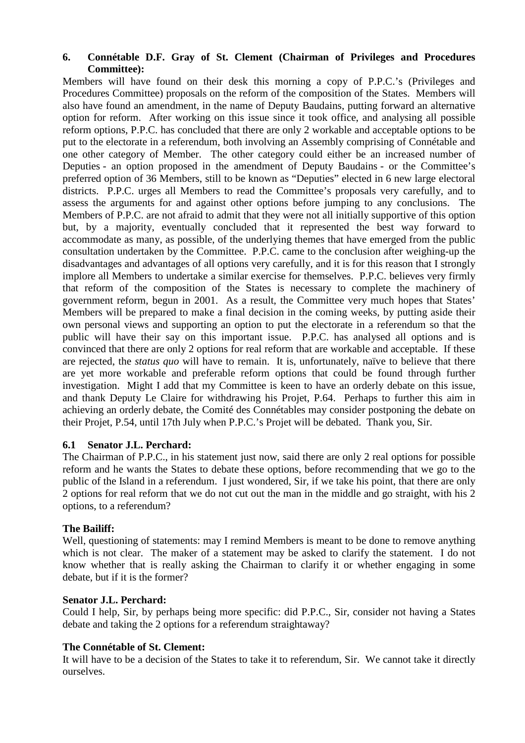### 6. Connétable D.F. Gray of St. Clement (Chairman of Privileges and Procedures Committee):

Members will have found on their desk this morning a copy of P.P.C.'s (Privileges and Procedures Committee) proposals on the reform of the composition of the States. Members will also have found an amendment, in the name of Deputy Baudains, putting forward an alternative option for reform. After working on this issue since it took office, and analysing all possible reform options, P.P.C. has concluded that there are only 2 workable and acceptable options to be put to the electorate in a referendum, both involving an Assembly comprising of Connétable and one other category of Member. The other category could either be an increased number of Deputies - an option proposed in the amendment of Deputy Baudains - or the Committee's preferred option of 36 Members, still to be known as "Deputies" elected in 6 new large electoral districts. P.P.C. urges all Members to read the Committee's proposals very carefully, and to assess the arguments for and against other options before jumping to any conclusions. The Members of P.P.C. are not afraid to admit that they were not all initially supportive of this option but, by a majority, eventually concluded that it represented the best way forward to accommodate as many, as possible, of the underlying themes that have emerged from the public consultation undertaken by the Committee. P.P.C. came to the conclusion after weighing-up the disadvantages and advantages of all options very carefully, and it is for this reason that I strongly implore all Members to undertake a similar exercise for themselves. P.P.C. believes very firmly that reform of the composition of the States is necessary to complete the machinery of government reform, begun in 2001. As a result, the Committee very much hopes that States' Members will be prepared to make a final decision in the coming weeks, by putting aside their own personal views and supporting an option to put the electorate in a referendum so that the public will have their say on this important issue. P.P.C. has analysed all options and is convinced that there are only 2 options for real reform that are workable and acceptable. If these are rejected, the *status quo* will have to remain. It is, unfortunately, naïve to believe that there are yet more workable and preferable reform options that could be found through further investigation. Might I add that my Committee is keen to have an orderly debate on this issue, and thank Deputy Le Claire for withdrawing his Projet, P.64. Perhaps to further this aim in achieving an orderly debate, the Comité des Connétables may consider postponing the debate on their Projet, P.54, until 17th July when P.P.C.'s Projet will be debated. Thank you, Sir.

### 6.1 Senator J.L. Perchard:

The Chairman of P.P.C., in his statement just now, said there are only 2 real options for possible reform and he wants the States to debate these options, before recommending that we go to the public of the Island in a referendum. I just wondered, Sir, if we take his point, that there are only 2 options for real reform that we do not cut out the man in the middle and go straight, with his 2 options, to a referendum?

**The Bailiff:**

Well, questioning of statements: may I remind Members is meant to be done to remove anything which is not clear. The maker of a statement may be asked to clarify the statement. I do not know whether that is really asking the Chairman to clarify it or whether engaging in some debate, but if it is the former?

**Senator J.L. Perchard:**

Could I help, Sir, by perhaps being more specific: did P.P.C., Sir, consider not having a States debate and taking the 2 options for a referendum straightaway?

**The Connétable of St. Clement:**

It will have to be a decision of the States to take it to referendum, Sir. We cannot take it directly ourselves.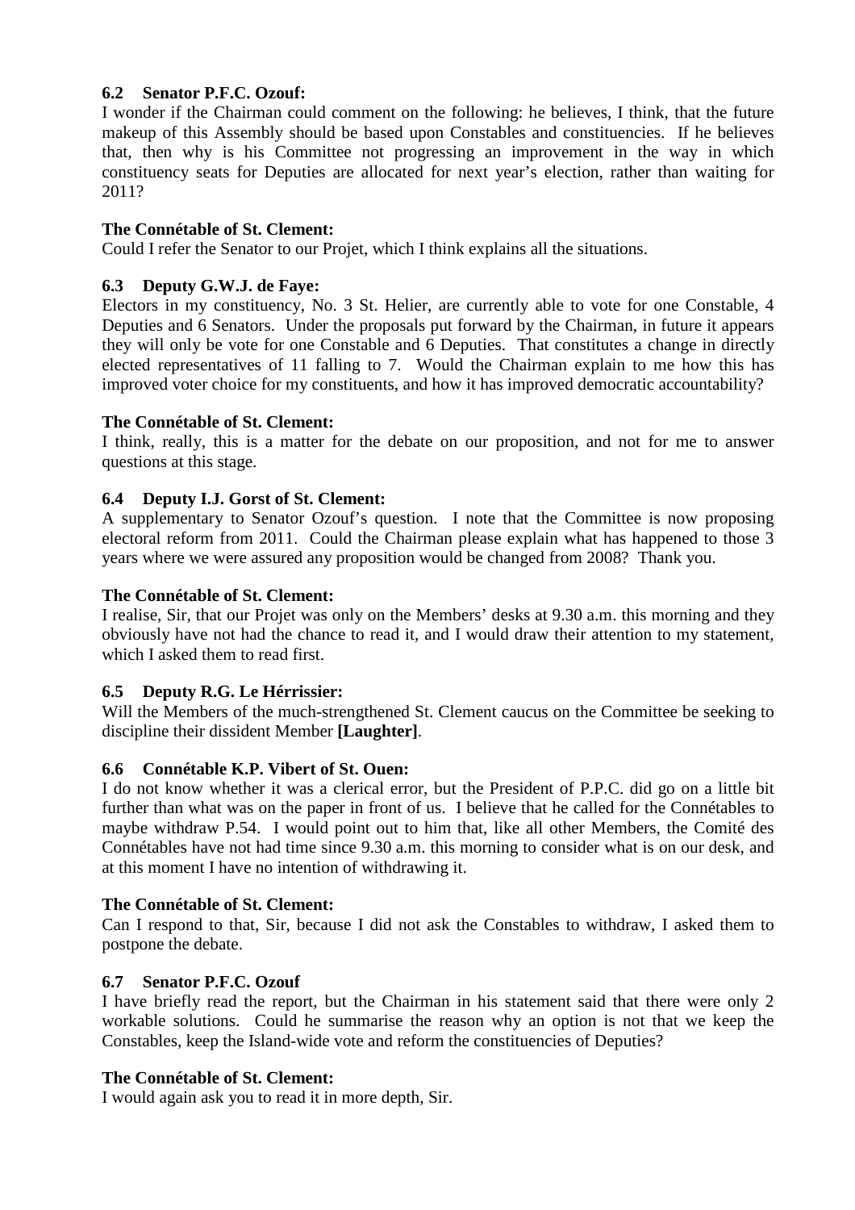**6.2 Senator P.F.C. Ozouf:**

I wonder if the Chairman could comment on the following: he believes, I think, that the future makeup of this Assembly should be based upon Constables and constituencies. If he believes that, then why is his Committee not progressing an improvement in the way in which constituency seats for Deputies are allocated for next year's election, rather than waiting for 2011?

**The Connétable of St. Clement:**

Could I refer the Senator to our Projet, which I think explains all the situations.

**6.3 Deputy G.W.J. de Faye:**

Electors in my constituency, No. 3 St. Helier, are currently able to vote for one Constable, 4 Deputies and 6 Senators. Under the proposals put forward by the Chairman, in future it appears they will only be vote for one Constable and 6 Deputies. That constitutes a change in directly elected representatives of 11 falling to 7. Would the Chairman explain to me how this has improved voter choice for my constituents, and how it has improved democratic accountability?

**The Connétable of St. Clement:**

I think, really, this is a matter for the debate on our proposition, and not for me to answer questions at this stage.

**6.4 Deputy I.J. Gorst of St. Clement:**

A supplementary to Senator Ozouf's question. I note that the Committee is now proposing electoral reform from 2011. Could the Chairman please explain what has happened to those 3 years where we were assured any proposition would be changed from 2008? Thank you.

**The Connétable of St. Clement:**

I realise, Sir, that our Projet was only on the Members' desks at 9.30 a.m. this morning and they obviously have not had the chance to read it, and I would draw their attention to my statement, which I asked them to read first.

**6.5 Deputy R.G. Le Hérrissier:**

Will the Members of the much-strengthened St. Clement caucus on the Committee be seeking to discipline their dissident Member **[Laughter]**.

**6.6 Connétable K.P. Vibert of St. Ouen:**

I do not know whether it was a clerical error, but the President of P.P.C. did go on a little bit further than what was on the paper in front of us. I believe that he called for the Connétables to maybe withdraw P.54. I would point out to him that, like all other Members, the Comité des Connétables have not had time since 9.30 a.m. this morning to consider what is on our desk, and at this moment I have no intention of withdrawing it.

**The Connétable of St. Clement:**

Can I respond to that, Sir, because I did not ask the Constables to withdraw, I asked them to postpone the debate.

**6.7 Senator P.F.C. Ozouf**

I have briefly read the report, but the Chairman in his statement said that there were only 2 workable solutions. Could he summarise the reason why an option is not that we keep the Constables, keep the Island-wide vote and reform the constituencies of Deputies?

**The Connétable of St. Clement:**

I would again ask you to read it in more depth, Sir.